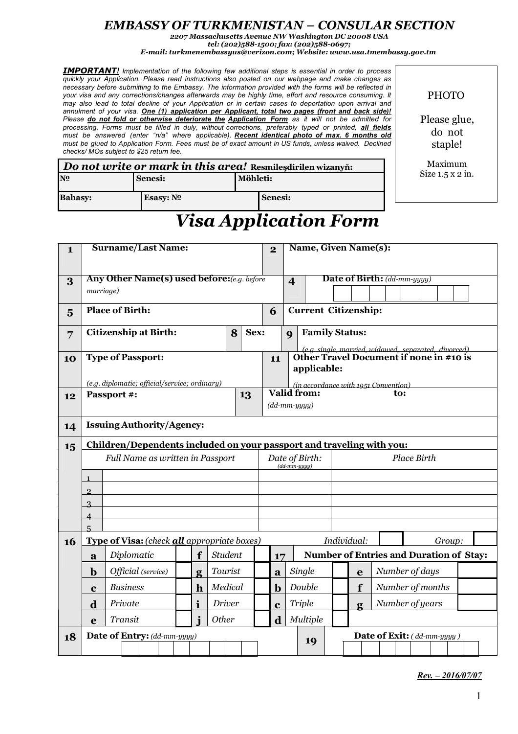# EMBASSY OF TURKMENISTAN – CONSULAR SECTION

***2207 Massachusetts Avenue NW Washington DC 20008 USA***
***tel: (202)588-1500; fax: (202)588-0697;***
***E-mail: turkmenembassyus@verizon.com; Website: www.usa.tmembassy.gov.tm***

***IMPORTANT!*** *Implementation of the following few additional steps is essential in order to process quickly your Application. Please read instructions also posted on our webpage and make changes as necessary before submitting to the Embassy. The information provided with the forms will be reflected in your visa and any corrections/changes afterwards may be highly time, effort and resource consuming. It may also lead to total decline of your Application or in certain cases to deportation upon arrival and annulment of your visa.* ***One (1) application per Applicant, total two pages (front and back side)!*** *Please* ***do not fold or otherwise deteriorate the Application Form*** *as it will not be admitted for processing. Forms must be filled in duly, without corrections, preferably typed or printed,* ***all fields*** *must be answered (enter "n/a" where applicable).* ***Recent identical photo of max. 6 months old*** *must be glued to Application Form. Fees must be of exact amount in US funds, unless waived. Declined checks/ MOs subject to $25 return fee.*

PHOTO

Please glue, do not staple!

Maximum Size 1.5 x 2 in.

| ***Do not write or mark in this area!*** **Resmileşdirilen wizanyň:** | | |
|---|---|---|
| **№** | **Senesi:** | **Möhleti:** |
| **Bahasy:** | **Esasy: №** | **Senesi:** |

# *Visa Application Form*

| | | | |
|---|---|---|---|
| **1** | **Surname/Last Name:** | **2** | **Name, Given Name(s):** |
| **3** | **Any Other Name(s) used before:** *(e.g. before marriage)* | **4** | **Date of Birth:** *(dd-mm-yyyy)* |
| **5** | **Place of Birth:** | **6** | **Current Citizenship:** |
| **7** | **Citizenship at Birth:** **8** **Sex:** | **9** | **Family Status:** *(e.g. single, married, widowed, separated, divorced)* |
| **10** | **Type of Passport:** *(e.g. diplomatic; official/service; ordinary)* | **11** | **Other Travel Document if none in #10 is applicable:** *(in accordance with 1951 Convention)* |
| **12** | **Passport #:** | **13** | **Valid from:** *(dd-mm-yyyy)* **to:** |
| **14** | **Issuing Authority/Agency:** | | |

**15 Children/Dependents included on your passport and traveling with you:**

| | *Full Name as written in Passport* | *Date of Birth:* *(dd-mm-yyyy)* | *Place Birth* |
|---|---|---|---|
| 1 | | | |
| 2 | | | |
| 3 | | | |
| 4 | | | |
| 5 | | | |

**16 Type of Visa:** *(check* ***all*** *appropriate boxes)* *Individual:* ☐ *Group:* ☐

| | | | | | |
|---|---|---|---|---|---|
| **a** | *Diplomatic* ☐ | **f** | *Student* ☐ | | |
| **b** | *Official (service)* ☐ | **g** | *Tourist* ☐ | | |
| **c** | *Business* ☐ | **h** | *Medical* ☐ | | |
| **d** | *Private* ☐ | **i** | *Driver* ☐ | | |
| **e** | *Transit* ☐ | **j** | *Other* ☐ | | |

**17 Number of Entries and Duration of Stay:**

| | | | | | |
|---|---|---|---|---|---|
| **a** | *Single* ☐ | **e** | *Number of days* | |
| **b** | *Double* ☐ | **f** | *Number of months* | |
| **c** | *Triple* ☐ | **g** | *Number of years* | |
| **d** | *Multiple* ☐ | | | |

| | | | |
|---|---|---|---|
| **18** | **Date of Entry:** *(dd-mm-yyyy)* | **19** | **Date of Exit:** *( dd-mm-yyyy )* |

***Rev. – 2016/07/07***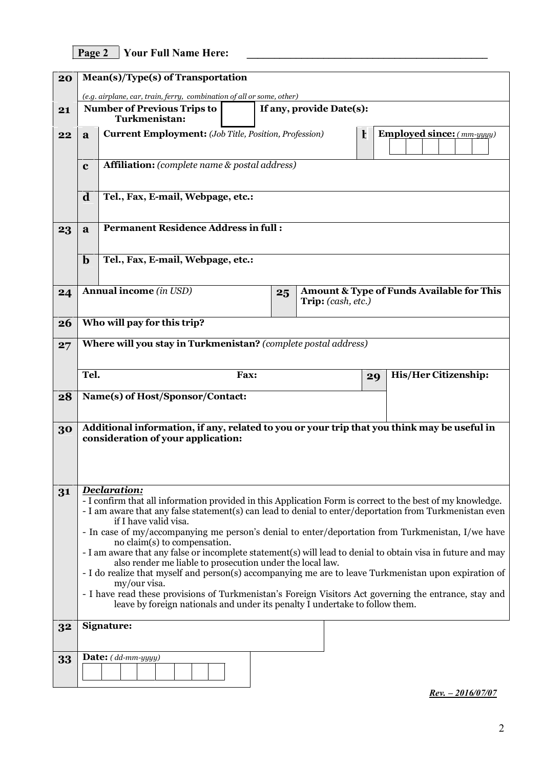**Page 2** **Your Full Name Here:** ____________________________________________

| | | | | | |
|---|---|---|---|---|---|
| **20** | **Mean(s)/Type(s) of Transportation** *(e.g. airplane, car, train, ferry, combination of all or some, other)* | | | | |
| **21** | **Number of Previous Trips to Turkmenistan:** | | **If any, provide Date(s):** | | |
| **22** | **a** | **Current Employment:** *(Job Title, Position, Profession)* | | **b** | **Employed since:** *( mm-yyyy)* |
| | **c** | **Affiliation:** *(complete name & postal address)* | | | |
| | **d** | **Tel., Fax, E-mail, Webpage, etc.:** | | | |
| **23** | **a** | **Permanent Residence Address in full :** | | | |
| | **b** | **Tel., Fax, E-mail, Webpage, etc.:** | | | |
| **24** | **Annual income** *(in USD)* | | **25** | **Amount & Type of Funds Available for This Trip:** *(cash, etc.)* | |
| **26** | **Who will pay for this trip?** | | | | |
| **27** | **Where will you stay in Turkmenistan?** *(complete postal address)* | | | | |
| | **Tel.** | **Fax:** | | **29** | **His/Her Citizenship:** |
| **28** | **Name(s) of Host/Sponsor/Contact:** | | | | |
| **30** | **Additional information, if any, related to you or your trip that you think may be useful in consideration of your application:** | | | | |

**31** ***Declaration:***

- I confirm that all information provided in this Application Form is correct to the best of my knowledge.
- I am aware that any false statement(s) can lead to denial to enter/deportation from Turkmenistan even if I have valid visa.
- In case of my/accompanying me person's denial to enter/deportation from Turkmenistan, I/we have no claim(s) to compensation.
- I am aware that any false or incomplete statement(s) will lead to denial to obtain visa in future and may also render me liable to prosecution under the local law.
- I do realize that myself and person(s) accompanying me are to leave Turkmenistan upon expiration of my/our visa.
- I have read these provisions of Turkmenistan's Foreign Visitors Act governing the entrance, stay and leave by foreign nationals and under its penalty I undertake to follow them.

| | |
|---|---|
| **32** | **Signature:** |
| **33** | **Date:** *( dd-mm-yyyy)* |

***Rev. – 2016/07/07***